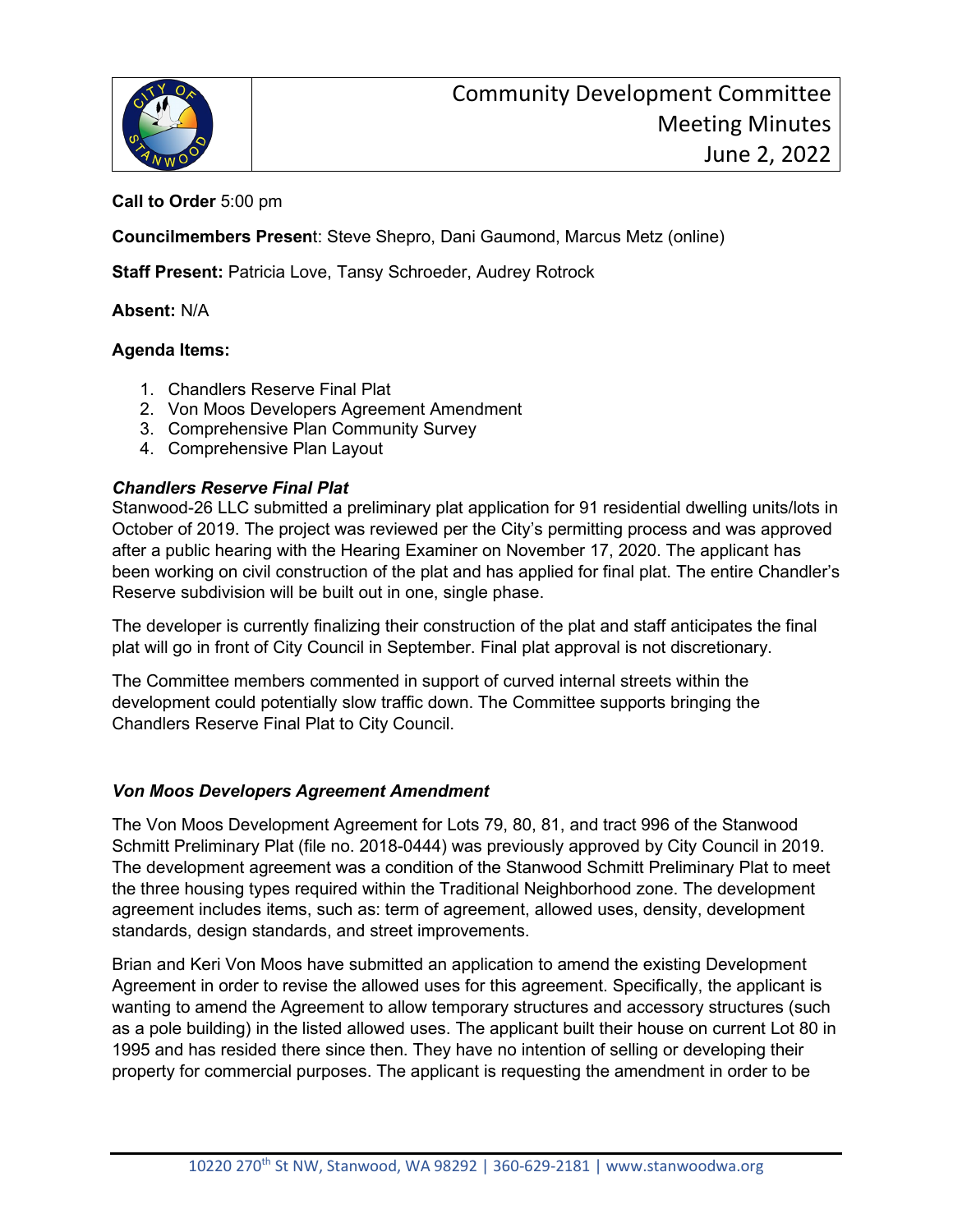# Community Development Committee Meeting Minutes June 2, 2022

**Call to Order** 5:00 pm

**Councilmembers Present**: Steve Shepro, Dani Gaumond, Marcus Metz (online)

**Staff Present:** Patricia Love, Tansy Schroeder, Audrey Rotrock

**Absent:** N/A

**Agenda Items:**

1. Chandlers Reserve Final Plat
2. Von Moos Developers Agreement Amendment
3. Comprehensive Plan Community Survey
4. Comprehensive Plan Layout

***Chandlers Reserve Final Plat***

Stanwood-26 LLC submitted a preliminary plat application for 91 residential dwelling units/lots in October of 2019. The project was reviewed per the City's permitting process and was approved after a public hearing with the Hearing Examiner on November 17, 2020. The applicant has been working on civil construction of the plat and has applied for final plat. The entire Chandler's Reserve subdivision will be built out in one, single phase.

The developer is currently finalizing their construction of the plat and staff anticipates the final plat will go in front of City Council in September. Final plat approval is not discretionary.

The Committee members commented in support of curved internal streets within the development could potentially slow traffic down. The Committee supports bringing the Chandlers Reserve Final Plat to City Council.

***Von Moos Developers Agreement Amendment***

The Von Moos Development Agreement for Lots 79, 80, 81, and tract 996 of the Stanwood Schmitt Preliminary Plat (file no. 2018-0444) was previously approved by City Council in 2019. The development agreement was a condition of the Stanwood Schmitt Preliminary Plat to meet the three housing types required within the Traditional Neighborhood zone. The development agreement includes items, such as: term of agreement, allowed uses, density, development standards, design standards, and street improvements.

Brian and Keri Von Moos have submitted an application to amend the existing Development Agreement in order to revise the allowed uses for this agreement. Specifically, the applicant is wanting to amend the Agreement to allow temporary structures and accessory structures (such as a pole building) in the listed allowed uses. The applicant built their house on current Lot 80 in 1995 and has resided there since then. They have no intention of selling or developing their property for commercial purposes. The applicant is requesting the amendment in order to be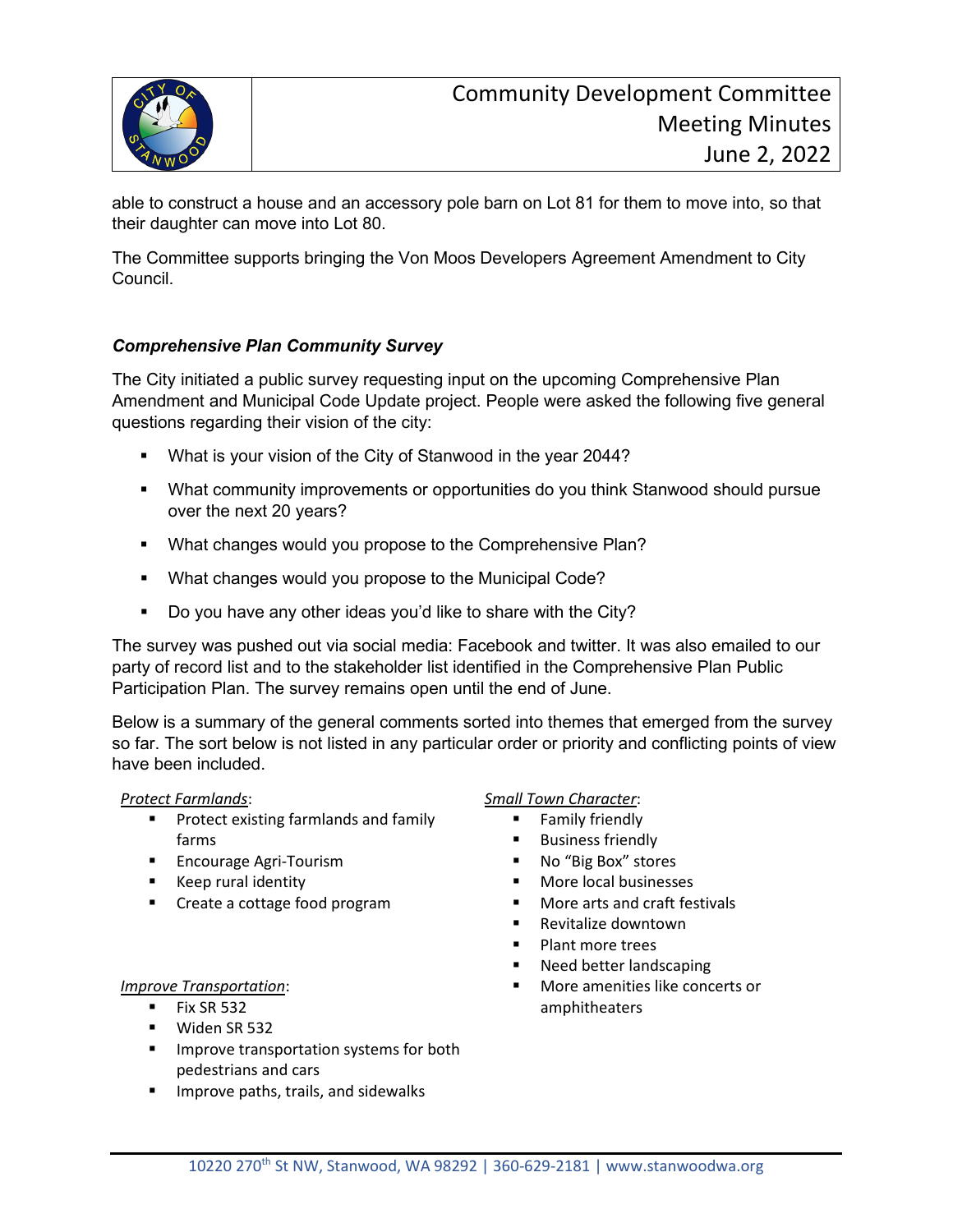able to construct a house and an accessory pole barn on Lot 81 for them to move into, so that their daughter can move into Lot 80.

The Committee supports bringing the Von Moos Developers Agreement Amendment to City Council.

***Comprehensive Plan Community Survey***

The City initiated a public survey requesting input on the upcoming Comprehensive Plan Amendment and Municipal Code Update project. People were asked the following five general questions regarding their vision of the city:

- What is your vision of the City of Stanwood in the year 2044?
- What community improvements or opportunities do you think Stanwood should pursue over the next 20 years?
- What changes would you propose to the Comprehensive Plan?
- What changes would you propose to the Municipal Code?
- Do you have any other ideas you'd like to share with the City?

The survey was pushed out via social media: Facebook and twitter. It was also emailed to our party of record list and to the stakeholder list identified in the Comprehensive Plan Public Participation Plan. The survey remains open until the end of June.

Below is a summary of the general comments sorted into themes that emerged from the survey so far. The sort below is not listed in any particular order or priority and conflicting points of view have been included.

*Protect Farmlands*:

- Protect existing farmlands and family farms
- Encourage Agri-Tourism
- Keep rural identity
- Create a cottage food program

*Improve Transportation*:

- Fix SR 532
- Widen SR 532
- Improve transportation systems for both pedestrians and cars
- Improve paths, trails, and sidewalks

*Small Town Character*:

- Family friendly
- Business friendly
- No "Big Box" stores
- More local businesses
- More arts and craft festivals
- Revitalize downtown
- Plant more trees
- Need better landscaping
- More amenities like concerts or amphitheaters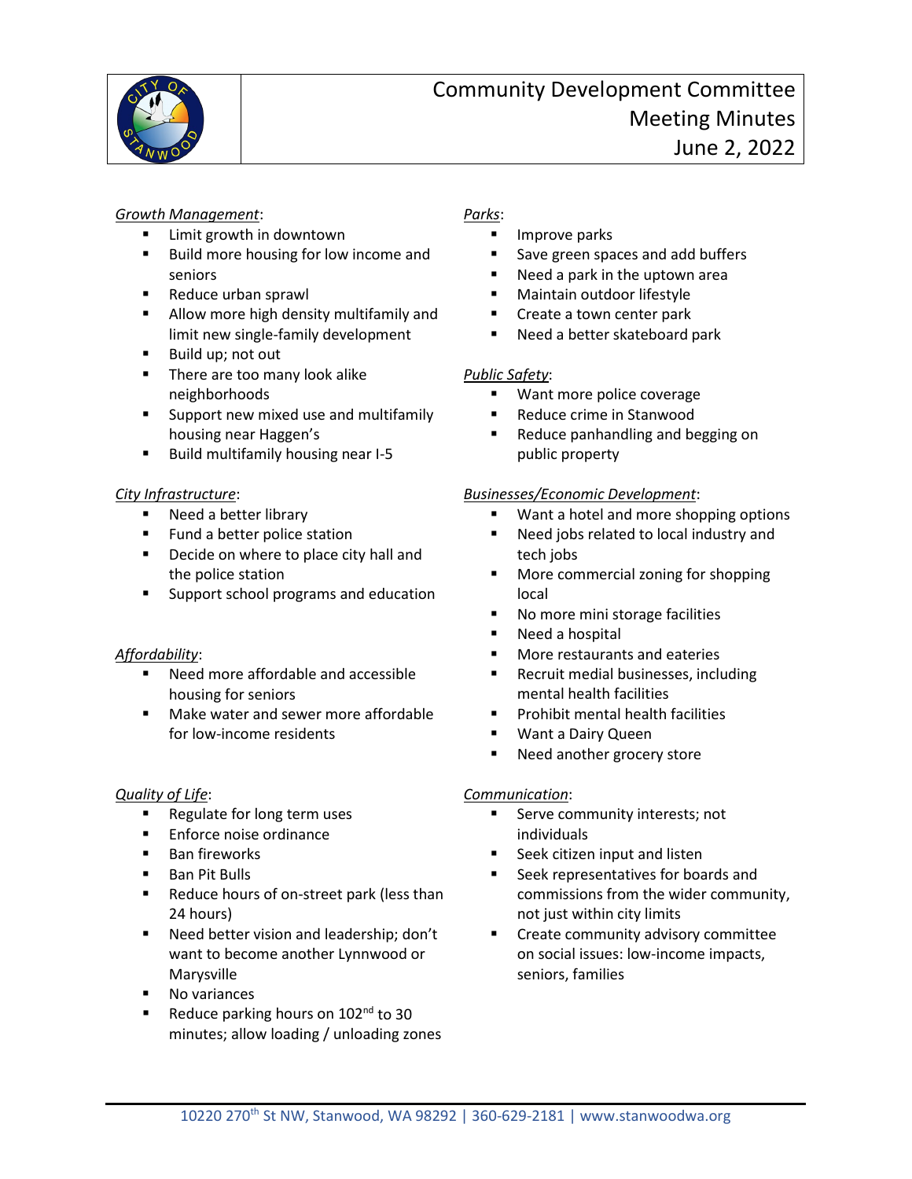# Community Development Committee Meeting Minutes

June 2, 2022

*Growth Management*:

- Limit growth in downtown
- Build more housing for low income and seniors
- Reduce urban sprawl
- Allow more high density multifamily and limit new single-family development
- Build up; not out
- There are too many look alike neighborhoods
- Support new mixed use and multifamily housing near Haggen's
- Build multifamily housing near I-5

*City Infrastructure*:

- Need a better library
- Fund a better police station
- Decide on where to place city hall and the police station
- Support school programs and education

*Affordability*:

- Need more affordable and accessible housing for seniors
- Make water and sewer more affordable for low-income residents

*Quality of Life*:

- Regulate for long term uses
- Enforce noise ordinance
- Ban fireworks
- Ban Pit Bulls
- Reduce hours of on-street park (less than 24 hours)
- Need better vision and leadership; don't want to become another Lynnwood or Marysville
- No variances
- Reduce parking hours on 102nd to 30 minutes; allow loading / unloading zones

*Parks*:

- Improve parks
- Save green spaces and add buffers
- Need a park in the uptown area
- Maintain outdoor lifestyle
- Create a town center park
- Need a better skateboard park

*Public Safety*:

- Want more police coverage
- Reduce crime in Stanwood
- Reduce panhandling and begging on public property

*Businesses/Economic Development*:

- Want a hotel and more shopping options
- Need jobs related to local industry and tech jobs
- More commercial zoning for shopping local
- No more mini storage facilities
- Need a hospital
- More restaurants and eateries
- Recruit medial businesses, including mental health facilities
- Prohibit mental health facilities
- Want a Dairy Queen
- Need another grocery store

*Communication*:

- Serve community interests; not individuals
- Seek citizen input and listen
- Seek representatives for boards and commissions from the wider community, not just within city limits
- Create community advisory committee on social issues: low-income impacts, seniors, families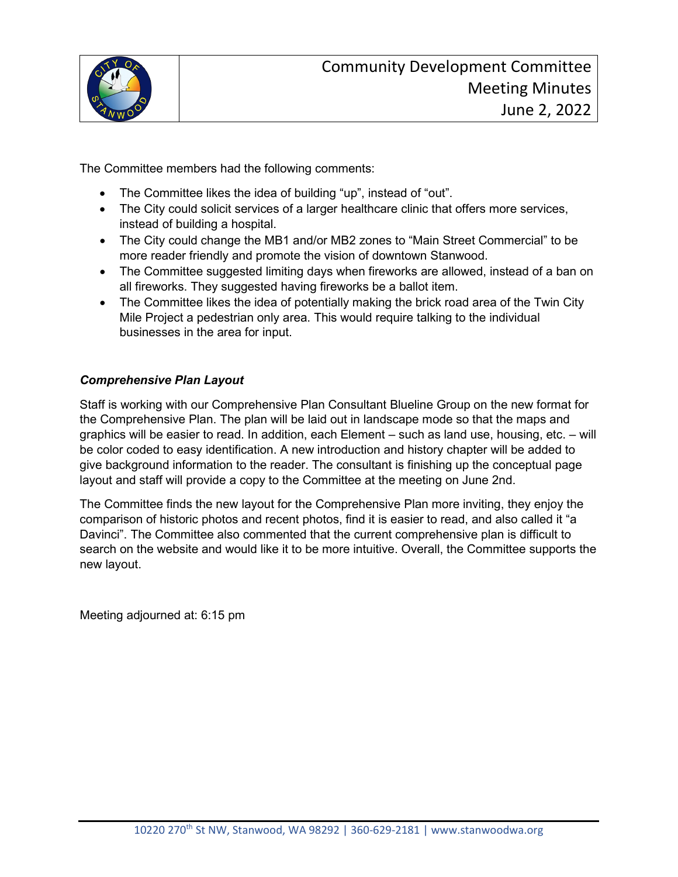The Committee members had the following comments:

- The Committee likes the idea of building "up", instead of "out".
- The City could solicit services of a larger healthcare clinic that offers more services, instead of building a hospital.
- The City could change the MB1 and/or MB2 zones to "Main Street Commercial" to be more reader friendly and promote the vision of downtown Stanwood.
- The Committee suggested limiting days when fireworks are allowed, instead of a ban on all fireworks. They suggested having fireworks be a ballot item.
- The Committee likes the idea of potentially making the brick road area of the Twin City Mile Project a pedestrian only area. This would require talking to the individual businesses in the area for input.

***Comprehensive Plan Layout***

Staff is working with our Comprehensive Plan Consultant Blueline Group on the new format for the Comprehensive Plan. The plan will be laid out in landscape mode so that the maps and graphics will be easier to read. In addition, each Element – such as land use, housing, etc. – will be color coded to easy identification. A new introduction and history chapter will be added to give background information to the reader. The consultant is finishing up the conceptual page layout and staff will provide a copy to the Committee at the meeting on June 2nd.

The Committee finds the new layout for the Comprehensive Plan more inviting, they enjoy the comparison of historic photos and recent photos, find it is easier to read, and also called it "a Davinci". The Committee also commented that the current comprehensive plan is difficult to search on the website and would like it to be more intuitive. Overall, the Committee supports the new layout.

Meeting adjourned at: 6:15 pm